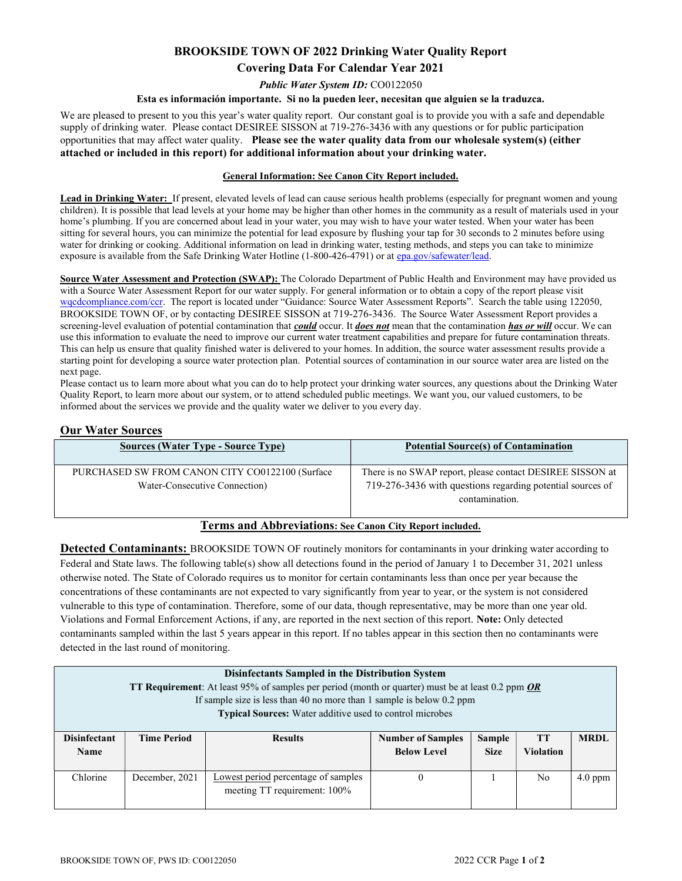# BROOKSIDE TOWN OF 2022 Drinking Water Quality Report

## Covering Data For Calendar Year 2021

***Public Water System ID:*** CO0122050

**Esta es información importante. Si no la pueden leer, necesitan que alguien se la traduzca.**

We are pleased to present to you this year's water quality report. Our constant goal is to provide you with a safe and dependable supply of drinking water. Please contact DESIREE SISSON at 719-276-3436 with any questions or for public participation opportunities that may affect water quality. **Please see the water quality data from our wholesale system(s) (either attached or included in this report) for additional information about your drinking water.**

**General Information: See Canon City Report included.**

**Lead in Drinking Water:** If present, elevated levels of lead can cause serious health problems (especially for pregnant women and young children). It is possible that lead levels at your home may be higher than other homes in the community as a result of materials used in your home's plumbing. If you are concerned about lead in your water, you may wish to have your water tested. When your water has been sitting for several hours, you can minimize the potential for lead exposure by flushing your tap for 30 seconds to 2 minutes before using water for drinking or cooking. Additional information on lead in drinking water, testing methods, and steps you can take to minimize exposure is available from the Safe Drinking Water Hotline (1-800-426-4791) or at epa.gov/safewater/lead.

**Source Water Assessment and Protection (SWAP):** The Colorado Department of Public Health and Environment may have provided us with a Source Water Assessment Report for our water supply. For general information or to obtain a copy of the report please visit wqcdcompliance.com/ccr. The report is located under "Guidance: Source Water Assessment Reports". Search the table using 122050, BROOKSIDE TOWN OF, or by contacting DESIREE SISSON at 719-276-3436. The Source Water Assessment Report provides a screening-level evaluation of potential contamination that ***could*** occur. It ***does not*** mean that the contamination ***has or will*** occur. We can use this information to evaluate the need to improve our current water treatment capabilities and prepare for future contamination threats. This can help us ensure that quality finished water is delivered to your homes. In addition, the source water assessment results provide a starting point for developing a source water protection plan. Potential sources of contamination in our source water area are listed on the next page.

Please contact us to learn more about what you can do to help protect your drinking water sources, any questions about the Drinking Water Quality Report, to learn more about our system, or to attend scheduled public meetings. We want you, our valued customers, to be informed about the services we provide and the quality water we deliver to you every day.

## Our Water Sources

| Sources (Water Type - Source Type) | Potential Source(s) of Contamination |
|---|---|
| PURCHASED SW FROM CANON CITY CO0122100 (Surface Water-Consecutive Connection) | There is no SWAP report, please contact DESIREE SISSON at 719-276-3436 with questions regarding potential sources of contamination. |

**Terms and Abbreviations: See Canon City Report included.**

**Detected Contaminants:** BROOKSIDE TOWN OF routinely monitors for contaminants in your drinking water according to Federal and State laws. The following table(s) show all detections found in the period of January 1 to December 31, 2021 unless otherwise noted. The State of Colorado requires us to monitor for certain contaminants less than once per year because the concentrations of these contaminants are not expected to vary significantly from year to year, or the system is not considered vulnerable to this type of contamination. Therefore, some of our data, though representative, may be more than one year old. Violations and Formal Enforcement Actions, if any, are reported in the next section of this report. **Note:** Only detected contaminants sampled within the last 5 years appear in this report. If no tables appear in this section then no contaminants were detected in the last round of monitoring.

**Disinfectants Sampled in the Distribution System**
**TT Requirement**: At least 95% of samples per period (month or quarter) must be at least 0.2 ppm ***OR***
If sample size is less than 40 no more than 1 sample is below 0.2 ppm
**Typical Sources:** Water additive used to control microbes

| Disinfectant Name | Time Period | Results | Number of Samples Below Level | Sample Size | TT Violation | MRDL |
|---|---|---|---|---|---|---|
| Chlorine | December, 2021 | Lowest period percentage of samples meeting TT requirement: 100% | 0 | 1 | No | 4.0 ppm |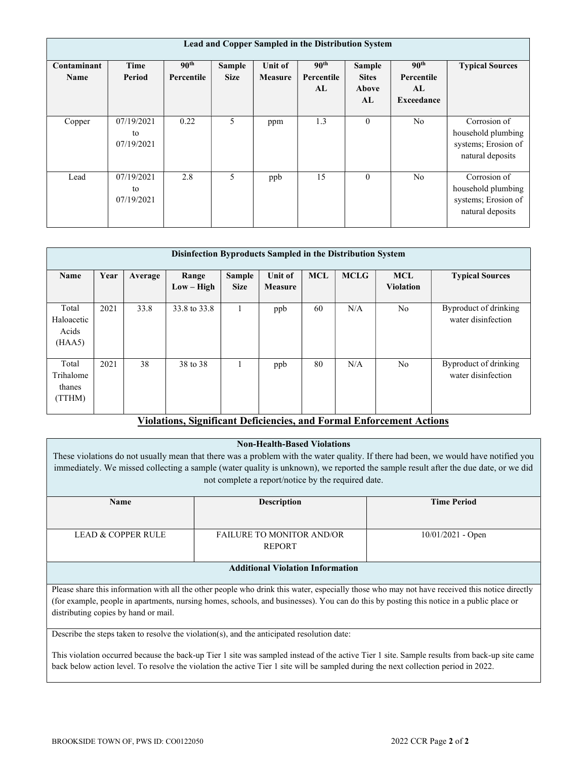| Lead and Copper Sampled in the Distribution System | | | | | | | | |
|---|---|---|---|---|---|---|---|---|
| **Contaminant Name** | **Time Period** | **90th Percentile** | **Sample Size** | **Unit of Measure** | **90th Percentile AL** | **Sample Sites Above AL** | **90th Percentile AL Exceedance** | **Typical Sources** |
| Copper | 07/19/2021 to 07/19/2021 | 0.22 | 5 | ppm | 1.3 | 0 | No | Corrosion of household plumbing systems; Erosion of natural deposits |
| Lead | 07/19/2021 to 07/19/2021 | 2.8 | 5 | ppb | 15 | 0 | No | Corrosion of household plumbing systems; Erosion of natural deposits |

| Disinfection Byproducts Sampled in the Distribution System | | | | | | | | | |
|---|---|---|---|---|---|---|---|---|---|
| **Name** | **Year** | **Average** | **Range Low – High** | **Sample Size** | **Unit of Measure** | **MCL** | **MCLG** | **MCL Violation** | **Typical Sources** |
| Total Haloacetic Acids (HAA5) | 2021 | 33.8 | 33.8 to 33.8 | 1 | ppb | 60 | N/A | No | Byproduct of drinking water disinfection |
| Total Trihalomethanes (TTHM) | 2021 | 38 | 38 to 38 | 1 | ppb | 80 | N/A | No | Byproduct of drinking water disinfection |

## Violations, Significant Deficiencies, and Formal Enforcement Actions

**Non-Health-Based Violations**

These violations do not usually mean that there was a problem with the water quality. If there had been, we would have notified you immediately. We missed collecting a sample (water quality is unknown), we reported the sample result after the due date, or we did not complete a report/notice by the required date.

| Name | Description | Time Period |
|---|---|---|
| LEAD & COPPER RULE | FAILURE TO MONITOR AND/OR REPORT | 10/01/2021 - Open |

**Additional Violation Information**

Please share this information with all the other people who drink this water, especially those who may not have received this notice directly (for example, people in apartments, nursing homes, schools, and businesses). You can do this by posting this notice in a public place or distributing copies by hand or mail.

Describe the steps taken to resolve the violation(s), and the anticipated resolution date:

This violation occurred because the back-up Tier 1 site was sampled instead of the active Tier 1 site. Sample results from back-up site came back below action level. To resolve the violation the active Tier 1 site will be sampled during the next collection period in 2022.